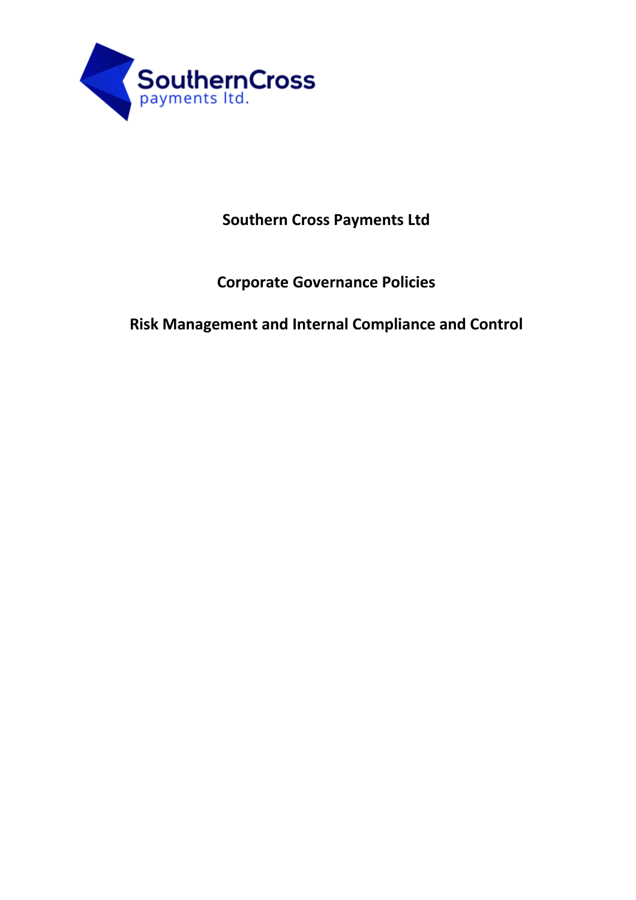**Southern Cross Payments Ltd**

**Corporate Governance Policies**

**Risk Management and Internal Compliance and Control**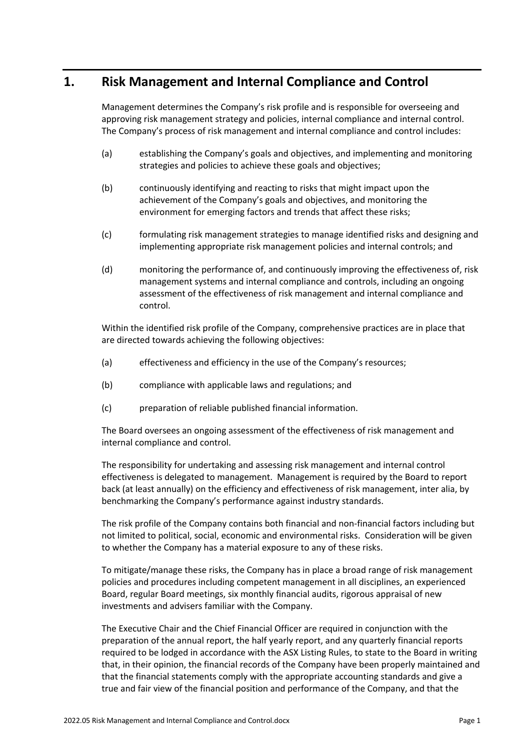# 1. Risk Management and Internal Compliance and Control

Management determines the Company's risk profile and is responsible for overseeing and approving risk management strategy and policies, internal compliance and internal control. The Company's process of risk management and internal compliance and control includes:

(a) establishing the Company's goals and objectives, and implementing and monitoring strategies and policies to achieve these goals and objectives;

(b) continuously identifying and reacting to risks that might impact upon the achievement of the Company's goals and objectives, and monitoring the environment for emerging factors and trends that affect these risks;

(c) formulating risk management strategies to manage identified risks and designing and implementing appropriate risk management policies and internal controls; and

(d) monitoring the performance of, and continuously improving the effectiveness of, risk management systems and internal compliance and controls, including an ongoing assessment of the effectiveness of risk management and internal compliance and control.

Within the identified risk profile of the Company, comprehensive practices are in place that are directed towards achieving the following objectives:

(a) effectiveness and efficiency in the use of the Company's resources;

(b) compliance with applicable laws and regulations; and

(c) preparation of reliable published financial information.

The Board oversees an ongoing assessment of the effectiveness of risk management and internal compliance and control.

The responsibility for undertaking and assessing risk management and internal control effectiveness is delegated to management. Management is required by the Board to report back (at least annually) on the efficiency and effectiveness of risk management, inter alia, by benchmarking the Company's performance against industry standards.

The risk profile of the Company contains both financial and non-financial factors including but not limited to political, social, economic and environmental risks. Consideration will be given to whether the Company has a material exposure to any of these risks.

To mitigate/manage these risks, the Company has in place a broad range of risk management policies and procedures including competent management in all disciplines, an experienced Board, regular Board meetings, six monthly financial audits, rigorous appraisal of new investments and advisers familiar with the Company.

The Executive Chair and the Chief Financial Officer are required in conjunction with the preparation of the annual report, the half yearly report, and any quarterly financial reports required to be lodged in accordance with the ASX Listing Rules, to state to the Board in writing that, in their opinion, the financial records of the Company have been properly maintained and that the financial statements comply with the appropriate accounting standards and give a true and fair view of the financial position and performance of the Company, and that the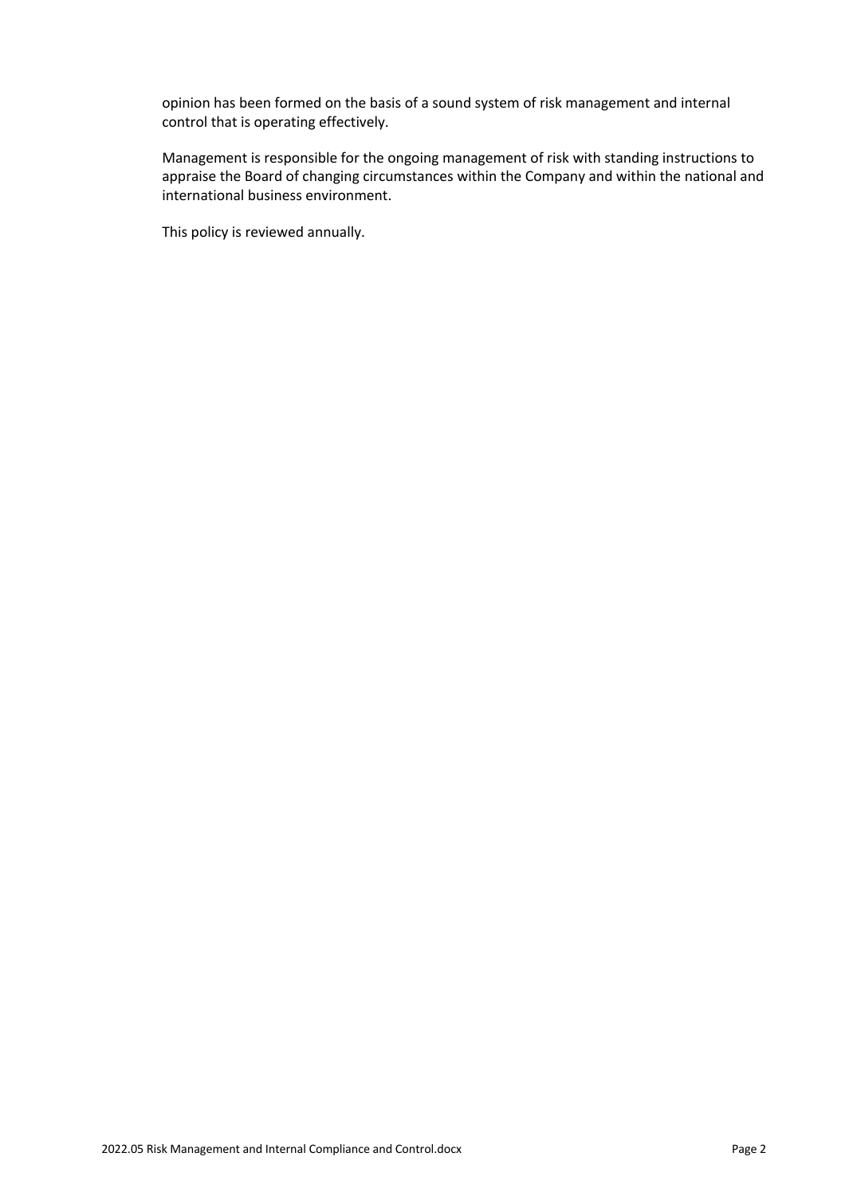opinion has been formed on the basis of a sound system of risk management and internal control that is operating effectively.

Management is responsible for the ongoing management of risk with standing instructions to appraise the Board of changing circumstances within the Company and within the national and international business environment.

This policy is reviewed annually.